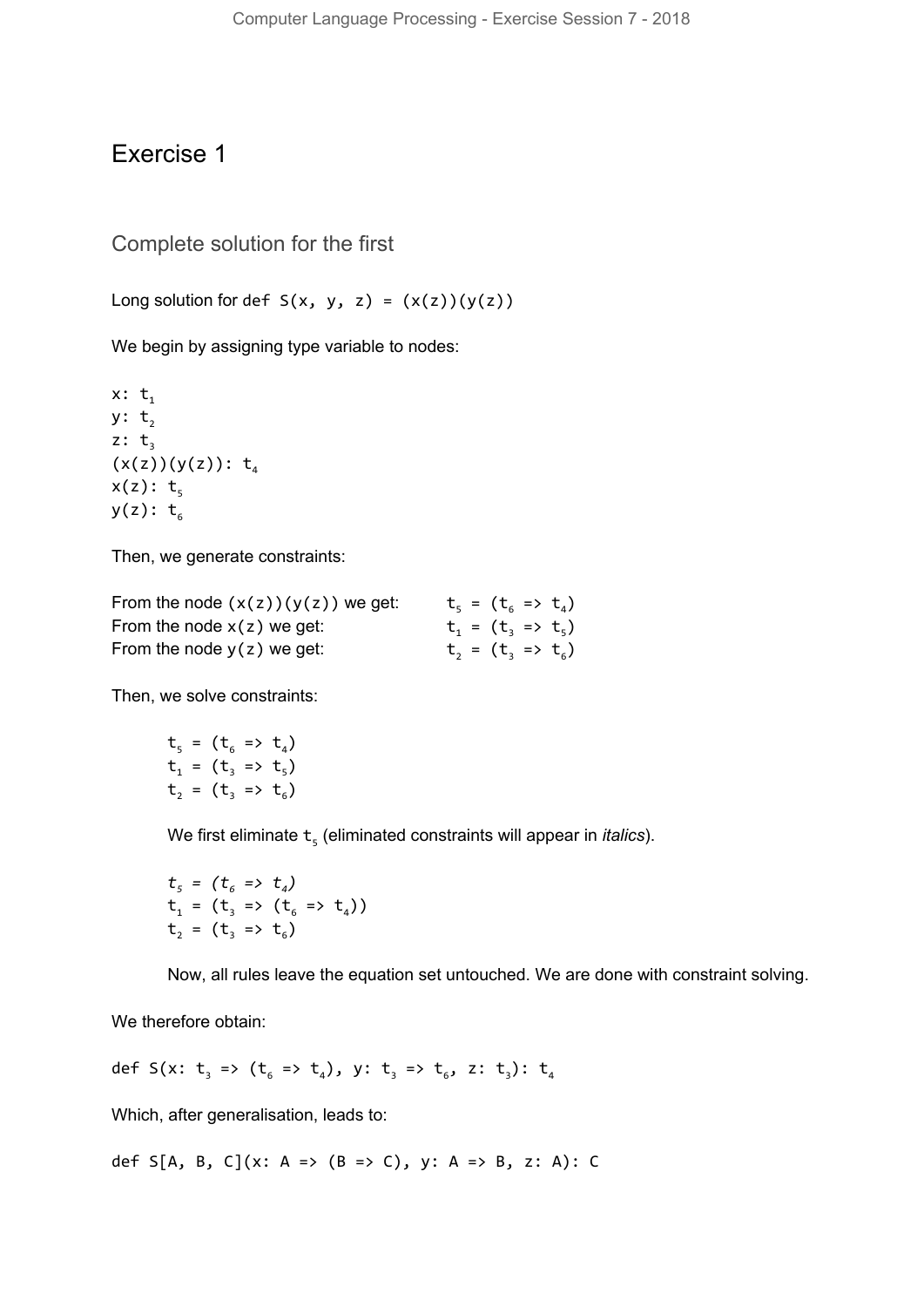# Exercise 1

## Complete solution for the first

Long solution for `def S(x, y, z) = (x(z))(y(z))`

We begin by assigning type variable to nodes:

```
x: t₁
y: t₂
z: t₃
(x(z))(y(z)): t₄
x(z): t₅
y(z): t₆
```

Then, we generate constraints:

From the node `(x(z))(y(z))` we get: $t_5 = (t_6 \Rightarrow t_4)$
From the node `x(z)` we get: $t_1 = (t_3 \Rightarrow t_5)$
From the node `y(z)` we get: $t_2 = (t_3 \Rightarrow t_6)$

Then, we solve constraints:

$t_5 = (t_6 \Rightarrow t_4)$
$t_1 = (t_3 \Rightarrow t_5)$
$t_2 = (t_3 \Rightarrow t_6)$

We first eliminate $t_5$ (eliminated constraints will appear in *italics*).

*$t_5 = (t_6 \Rightarrow t_4)$*
$t_1 = (t_3 \Rightarrow (t_6 \Rightarrow t_4))$
$t_2 = (t_3 \Rightarrow t_6)$

Now, all rules leave the equation set untouched. We are done with constraint solving.

We therefore obtain:

$\texttt{def S(x: } t_3 \Rightarrow (t_6 \Rightarrow t_4)\texttt{, y: } t_3 \Rightarrow t_6\texttt{, z: } t_3\texttt{): } t_4$

Which, after generalisation, leads to:

```
def S[A, B, C](x: A => (B => C), y: A => B, z: A): C
```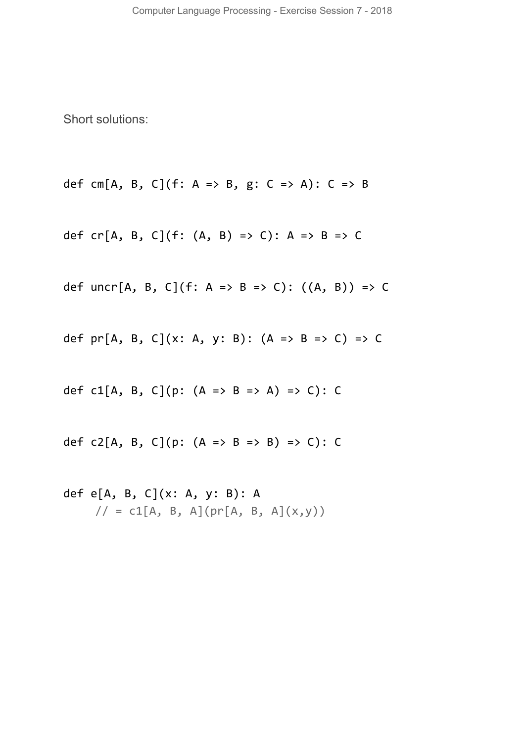Short solutions:

```
def cm[A, B, C](f: A => B, g: C => A): C => B

def cr[A, B, C](f: (A, B) => C): A => B => C

def uncr[A, B, C](f: A => B => C): ((A, B)) => C

def pr[A, B, C](x: A, y: B): (A => B => C) => C

def c1[A, B, C](p: (A => B => A) => C): C

def c2[A, B, C](p: (A => B => B) => C): C

def e[A, B, C](x: A, y: B): A
    // = c1[A, B, A](pr[A, B, A](x,y))
```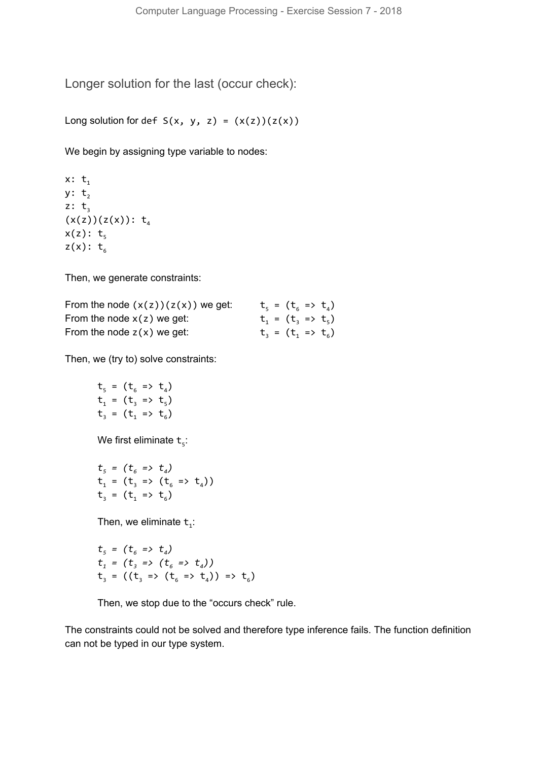Longer solution for the last (occur check):

Long solution for `def S(x, y, z) = (x(z))(z(x))`

We begin by assigning type variable to nodes:

x: $t_1$
y: $t_2$
z: $t_3$
(x(z))(z(x)): $t_4$
x(z): $t_5$
z(x): $t_6$

Then, we generate constraints:

From the node `(x(z))(z(x))` we get: $t_5 = (t_6 \Rightarrow t_4)$
From the node `x(z)` we get: $t_1 = (t_3 \Rightarrow t_5)$
From the node `z(x)` we get: $t_3 = (t_1 \Rightarrow t_6)$

Then, we (try to) solve constraints:

$$t_5 = (t_6 \Rightarrow t_4)$$
$$t_1 = (t_3 \Rightarrow t_5)$$
$$t_3 = (t_1 \Rightarrow t_6)$$

We first eliminate $t_5$:

$$t_5 = (t_6 \Rightarrow t_4)$$
$$t_1 = (t_3 \Rightarrow (t_6 \Rightarrow t_4))$$
$$t_3 = (t_1 \Rightarrow t_6)$$

Then, we eliminate $t_1$:

$$t_5 = (t_6 \Rightarrow t_4)$$
$$t_1 = (t_3 \Rightarrow (t_6 \Rightarrow t_4))$$
$$t_3 = ((t_3 \Rightarrow (t_6 \Rightarrow t_4)) \Rightarrow t_6)$$

Then, we stop due to the "occurs check" rule.

The constraints could not be solved and therefore type inference fails. The function definition can not be typed in our type system.